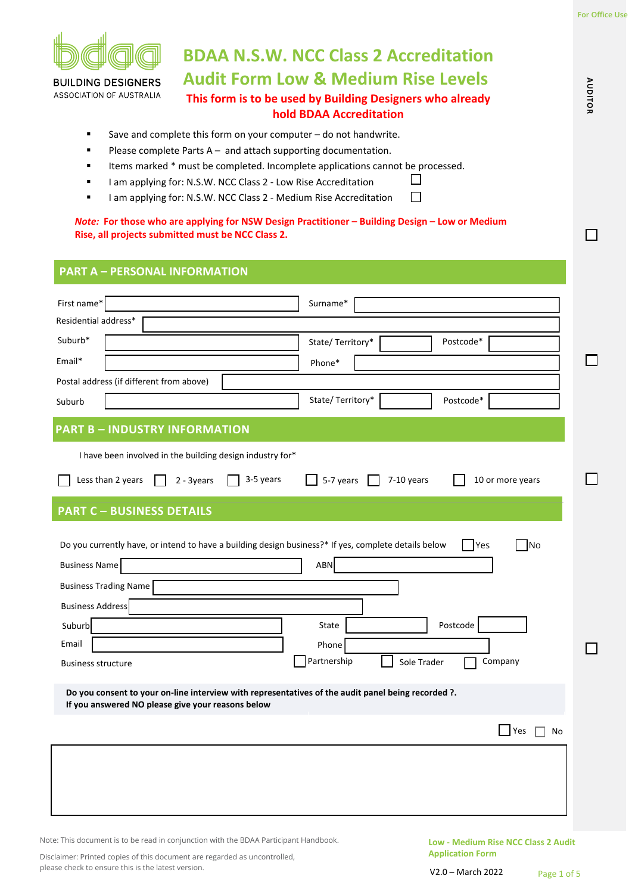BUILDING DESIGNERS ASSOCIATION OF AUSTRALIA

For Office Use

AUDITOR

# BDAA N.S.W. NCC Class 2 Accreditation Audit Form Low & Medium Rise Levels

**This form is to be used by Building Designers who already hold BDAA Accreditation**

- Save and complete this form on your computer – do not handwrite.
- Please complete Parts A – and attach supporting documentation.
- Items marked * must be completed. Incomplete applications cannot be processed.
- I am applying for: N.S.W. NCC Class 2 - Low Rise Accreditation ☐
- I am applying for: N.S.W. NCC Class 2 - Medium Rise Accreditation ☐

***Note:* For those who are applying for NSW Design Practitioner – Building Design – Low or Medium Rise, all projects submitted must be NCC Class 2.**

## PART A – PERSONAL INFORMATION

| | | | | | |
|---|---|---|---|---|---|
| First name* | | Surname* | | | |
| Residential address* | | | | | |
| Suburb* | | State/ Territory* | | Postcode* | |
| Email* | | Phone* | | | |
| Postal address (if different from above) | | | | | |
| Suburb | | State/ Territory* | | Postcode* | |

☐

## PART B – INDUSTRY INFORMATION

I have been involved in the building design industry for*

☐ Less than 2 years ☐ 2 - 3years ☐ 3-5 years ☐ 5-7 years ☐ 7-10 years ☐ 10 or more years

☐

## PART C – BUSINESS DETAILS

Do you currently have, or intend to have a building design business?* If yes, complete details below ☐ Yes ☐ No

| | | | | | |
|---|---|---|---|---|---|
| Business Name | | ABN | | | |
| Business Trading Name | | | | | |
| Business Address | | | | | |
| Suburb | | State | | Postcode | |
| Email | | Phone | | | |

Business structure ☐ Partnership ☐ Sole Trader ☐ Company

☐

**Do you consent to your on-line interview with representatives of the audit panel being recorded ?.**
**If you answered NO please give your reasons below**

☐ Yes ☐ No

| |
|---|
| |

Note: This document is to be read in conjunction with the BDAA Participant Handbook.

Disclaimer: Printed copies of this document are regarded as uncontrolled, please check to ensure this is the latest version.

Low - Medium Rise NCC Class 2 Audit Application Form

V2.0 – March 2022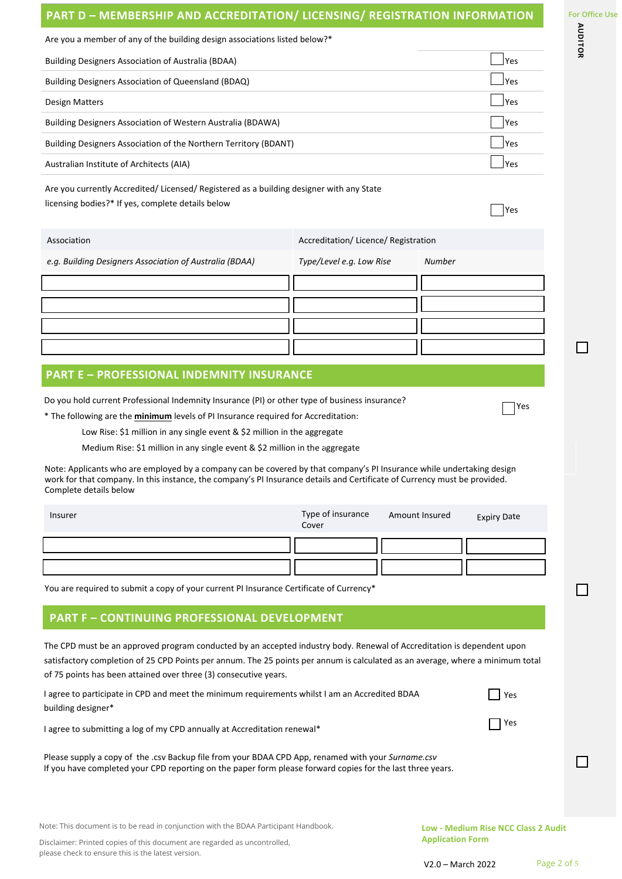## PART D – MEMBERSHIP AND ACCREDITATION/ LICENSING/ REGISTRATION INFORMATION

| Are you a member of any of the building design associations listed below?* | |
|---|---|
| Building Designers Association of Australia (BDAA) | ☐ Yes |
| Building Designers Association of Queensland (BDAQ) | ☐ Yes |
| Design Matters | ☐ Yes |
| Building Designers Association of Western Australia (BDAWA) | ☐ Yes |
| Building Designers Association of the Northern Territory (BDANT) | ☐ Yes |
| Australian Institute of Architects (AIA) | ☐ Yes |

Are you currently Accredited/ Licensed/ Registered as a building designer with any State licensing bodies?* If yes, complete details below ☐ Yes

| Association | Accreditation/ Licence/ Registration | |
|---|---|---|
| *e.g. Building Designers Association of Australia (BDAA)* | *Type/Level e.g. Low Rise* | *Number* |
| | | |
| | | |
| | | |
| | | |

## PART E – PROFESSIONAL INDEMNITY INSURANCE

Do you hold current Professional Indemnity Insurance (PI) or other type of business insurance? ☐ Yes

\* The following are the **minimum** levels of PI Insurance required for Accreditation:

Low Rise: $1 million in any single event & $2 million in the aggregate

Medium Rise: $1 million in any single event & $2 million in the aggregate

Note: Applicants who are employed by a company can be covered by that company's PI Insurance while undertaking design work for that company. In this instance, the company's PI Insurance details and Certificate of Currency must be provided. Complete details below

| Insurer | Type of insurance Cover | Amount Insured | Expiry Date |
|---|---|---|---|
| | | | |
| | | | |

You are required to submit a copy of your current PI Insurance Certificate of Currency*

## PART F – CONTINUING PROFESSIONAL DEVELOPMENT

The CPD must be an approved program conducted by an accepted industry body. Renewal of Accreditation is dependent upon satisfactory completion of 25 CPD Points per annum. The 25 points per annum is calculated as an average, where a minimum total of 75 points has been attained over three (3) consecutive years.

I agree to participate in CPD and meet the minimum requirements whilst I am an Accredited BDAA building designer* ☐ Yes

I agree to submitting a log of my CPD annually at Accreditation renewal* ☐ Yes

Please supply a copy of the .csv Backup file from your BDAA CPD App, renamed with your *Surname.csv*
If you have completed your CPD reporting on the paper form please forward copies for the last three years.

For Office Use — AUDITOR ☐ ☐ ☐

Note: This document is to be read in conjunction with the BDAA Participant Handbook.

Disclaimer: Printed copies of this document are regarded as uncontrolled, please check to ensure this is the latest version.

Low - Medium Rise NCC Class 2 Audit Application Form

V2.0 – March 2022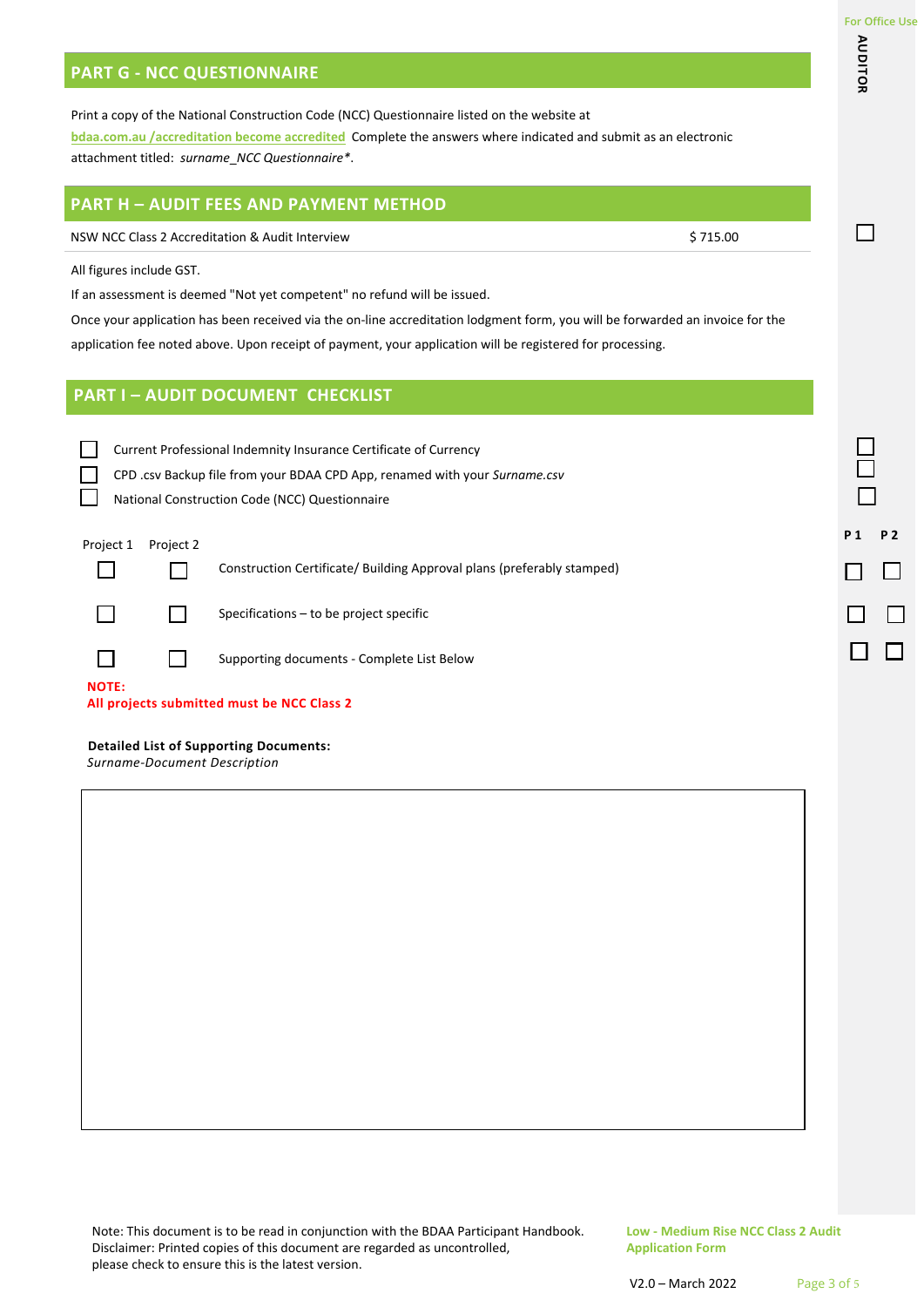## PART G - NCC QUESTIONNAIRE

Print a copy of the National Construction Code (NCC) Questionnaire listed on the website at bdaa.com.au /accreditation become accredited Complete the answers where indicated and submit as an electronic attachment titled: *surname_NCC Questionnaire**.

## PART H – AUDIT FEES AND PAYMENT METHOD

| NSW NCC Class 2 Accreditation & Audit Interview | $ 715.00 |
| --- | --- |

All figures include GST.

If an assessment is deemed "Not yet competent" no refund will be issued.

Once your application has been received via the on-line accreditation lodgment form, you will be forwarded an invoice for the application fee noted above. Upon receipt of payment, your application will be registered for processing.

## PART I – AUDIT DOCUMENT CHECKLIST

- ☐ Current Professional Indemnity Insurance Certificate of Currency
- ☐ CPD .csv Backup file from your BDAA CPD App, renamed with your *Surname.csv*
- ☐ National Construction Code (NCC) Questionnaire

| Project 1 | Project 2 | |
| --- | --- | --- |
| ☐ | ☐ | Construction Certificate/ Building Approval plans (preferably stamped) |
| ☐ | ☐ | Specifications – to be project specific |
| ☐ | ☐ | Supporting documents - Complete List Below |

**NOTE:**
**All projects submitted must be NCC Class 2**

**Detailed List of Supporting Documents:**
*Surname-Document Description*

For Office Use

AUDITOR

| | P 1 | P 2 |
| --- | --- | --- |
| Fee | ☐ | |
| Insurance | ☐ | |
| CPD | ☐ | |
| NCC Questionnaire | ☐ | |
| Plans | ☐ | ☐ |
| Specifications | ☐ | ☐ |
| Supporting documents | ☐ | ☐ |

Note: This document is to be read in conjunction with the BDAA Participant Handbook.
Disclaimer: Printed copies of this document are regarded as uncontrolled, please check to ensure this is the latest version.

Low - Medium Rise NCC Class 2 Audit Application Form

V2.0 – March 2022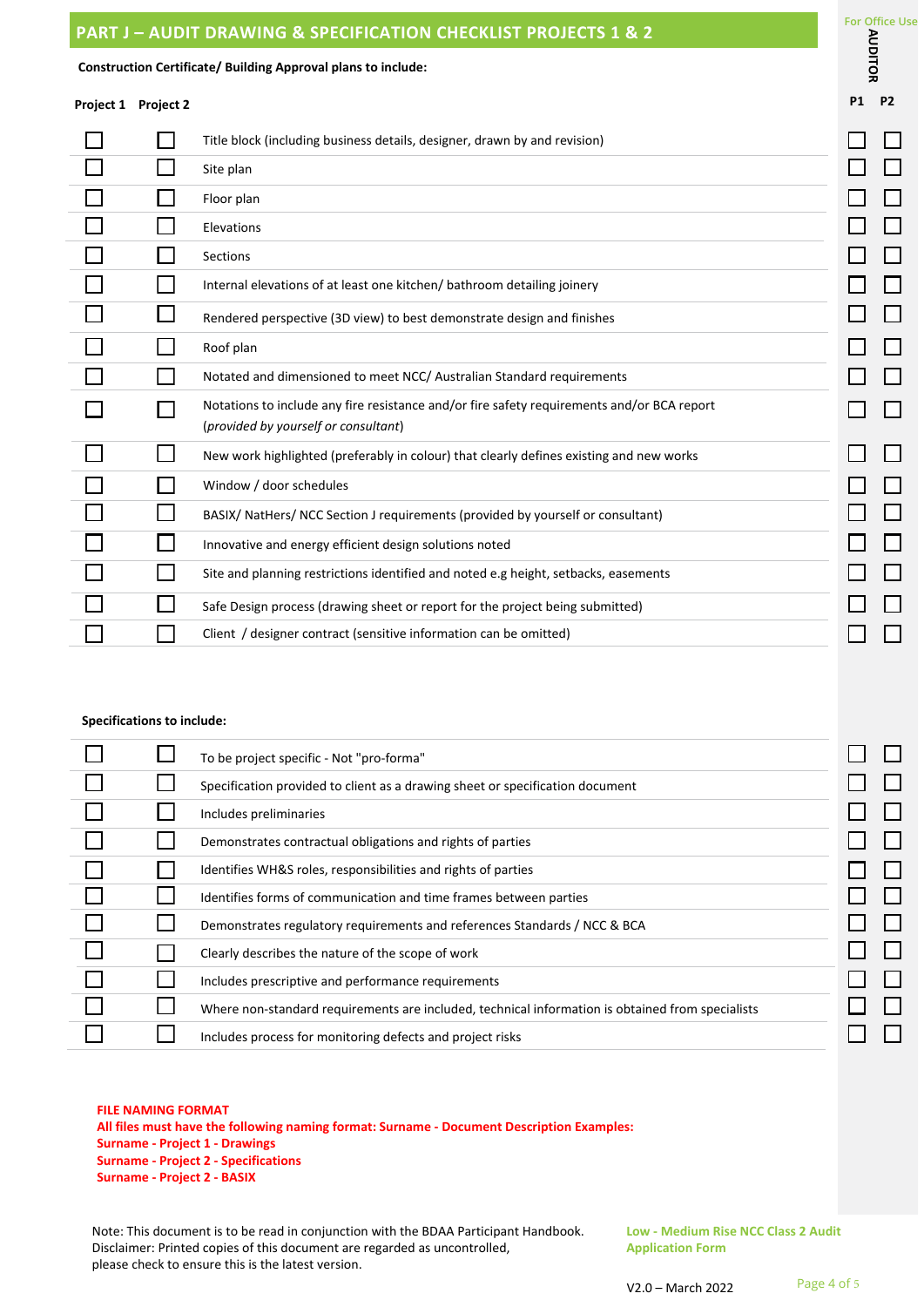## PART J – AUDIT DRAWING & SPECIFICATION CHECKLIST PROJECTS 1 & 2

**Construction Certificate/ Building Approval plans to include:**

| Project 1 | Project 2 | | For Office Use – AUDITOR P1 | P2 |
|---|---|---|---|---|
| ☐ | ☐ | Title block (including business details, designer, drawn by and revision) | ☐ | ☐ |
| ☐ | ☐ | Site plan | ☐ | ☐ |
| ☐ | ☐ | Floor plan | ☐ | ☐ |
| ☐ | ☐ | Elevations | ☐ | ☐ |
| ☐ | ☐ | Sections | ☐ | ☐ |
| ☐ | ☐ | Internal elevations of at least one kitchen/ bathroom detailing joinery | ☐ | ☐ |
| ☐ | ☐ | Rendered perspective (3D view) to best demonstrate design and finishes | ☐ | ☐ |
| ☐ | ☐ | Roof plan | ☐ | ☐ |
| ☐ | ☐ | Notated and dimensioned to meet NCC/ Australian Standard requirements | ☐ | ☐ |
| ☐ | ☐ | Notations to include any fire resistance and/or fire safety requirements and/or BCA report (*provided by yourself or consultant*) | ☐ | ☐ |
| ☐ | ☐ | New work highlighted (preferably in colour) that clearly defines existing and new works | ☐ | ☐ |
| ☐ | ☐ | Window / door schedules | ☐ | ☐ |
| ☐ | ☐ | BASIX/ NatHers/ NCC Section J requirements (provided by yourself or consultant) | ☐ | ☐ |
| ☐ | ☐ | Innovative and energy efficient design solutions noted | ☐ | ☐ |
| ☐ | ☐ | Site and planning restrictions identified and noted e.g height, setbacks, easements | ☐ | ☐ |
| ☐ | ☐ | Safe Design process (drawing sheet or report for the project being submitted) | ☐ | ☐ |
| ☐ | ☐ | Client / designer contract (sensitive information can be omitted) | ☐ | ☐ |

**Specifications to include:**

| Project 1 | Project 2 | | P1 | P2 |
|---|---|---|---|---|
| ☐ | ☐ | To be project specific - Not "pro-forma" | ☐ | ☐ |
| ☐ | ☐ | Specification provided to client as a drawing sheet or specification document | ☐ | ☐ |
| ☐ | ☐ | Includes preliminaries | ☐ | ☐ |
| ☐ | ☐ | Demonstrates contractual obligations and rights of parties | ☐ | ☐ |
| ☐ | ☐ | Identifies WH&S roles, responsibilities and rights of parties | ☐ | ☐ |
| ☐ | ☐ | Identifies forms of communication and time frames between parties | ☐ | ☐ |
| ☐ | ☐ | Demonstrates regulatory requirements and references Standards / NCC & BCA | ☐ | ☐ |
| ☐ | ☐ | Clearly describes the nature of the scope of work | ☐ | ☐ |
| ☐ | ☐ | Includes prescriptive and performance requirements | ☐ | ☐ |
| ☐ | ☐ | Where non-standard requirements are included, technical information is obtained from specialists | ☐ | ☐ |
| ☐ | ☐ | Includes process for monitoring defects and project risks | ☐ | ☐ |

**FILE NAMING FORMAT**
**All files must have the following naming format: Surname - Document Description Examples:**
**Surname - Project 1 - Drawings**
**Surname - Project 2 - Specifications**
**Surname - Project 2 - BASIX**

Note: This document is to be read in conjunction with the BDAA Participant Handbook.
Disclaimer: Printed copies of this document are regarded as uncontrolled, please check to ensure this is the latest version.

**Low - Medium Rise NCC Class 2 Audit Application Form**

V2.0 – March 2022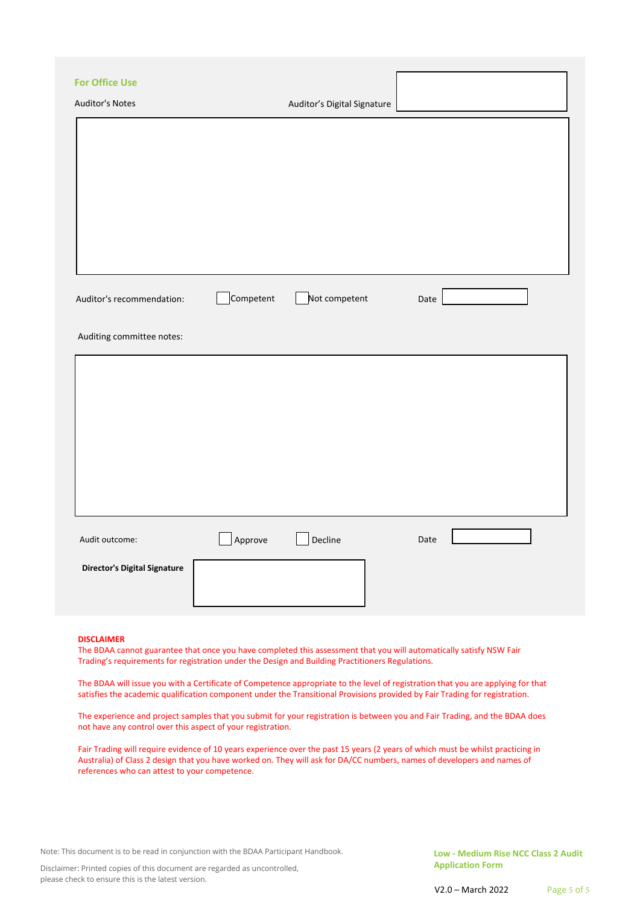## For Office Use

Auditor's Notes

Auditor's Digital Signature

Auditor's recommendation: ☐ Competent ☐ Not competent Date

Auditing committee notes:

Audit outcome: ☐ Approve ☐ Decline Date

**Director's Digital Signature**

**DISCLAIMER**

The BDAA cannot guarantee that once you have completed this assessment that you will automatically satisfy NSW Fair Trading's requirements for registration under the Design and Building Practitioners Regulations.

The BDAA will issue you with a Certificate of Competence appropriate to the level of registration that you are applying for that satisfies the academic qualification component under the Transitional Provisions provided by Fair Trading for registration.

The experience and project samples that you submit for your registration is between you and Fair Trading, and the BDAA does not have any control over this aspect of your registration.

Fair Trading will require evidence of 10 years experience over the past 15 years (2 years of which must be whilst practicing in Australia) of Class 2 design that you have worked on. They will ask for DA/CC numbers, names of developers and names of references who can attest to your competence.

Note: This document is to be read in conjunction with the BDAA Participant Handbook.

Disclaimer: Printed copies of this document are regarded as uncontrolled, please check to ensure this is the latest version.